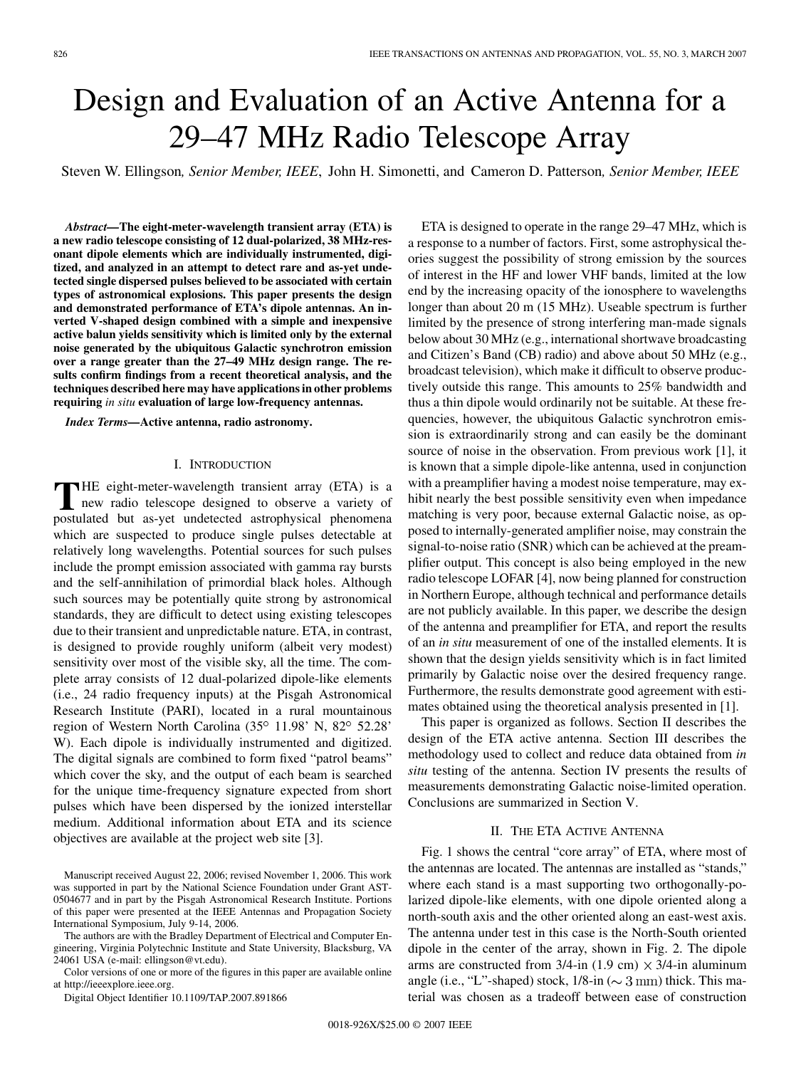# Design and Evaluation of an Active Antenna for a 29–47 MHz Radio Telescope Array

Steven W. Ellingson, *Senior Member, IEEE*, John H. Simonetti, and Cameron D. Patterson, *Senior Member, IEEE*

***Abstract*—The eight-meter-wavelength transient array (ETA) is a new radio telescope consisting of 12 dual-polarized, 38 MHz-resonant dipole elements which are individually instrumented, digitized, and analyzed in an attempt to detect rare and as-yet undetected single dispersed pulses believed to be associated with certain types of astronomical explosions. This paper presents the design and demonstrated performance of ETA's dipole antennas. An inverted V-shaped design combined with a simple and inexpensive active balun yields sensitivity which is limited only by the external noise generated by the ubiquitous Galactic synchrotron emission over a range greater than the 27–49 MHz design range. The results confirm findings from a recent theoretical analysis, and the techniques described here may have applications in other problems requiring *in situ* evaluation of large low-frequency antennas.**

***Index Terms*—Active antenna, radio astronomy.**

## I. Introduction

The eight-meter-wavelength transient array (ETA) is a new radio telescope designed to observe a variety of postulated but as-yet undetected astrophysical phenomena which are suspected to produce single pulses detectable at relatively long wavelengths. Potential sources for such pulses include the prompt emission associated with gamma ray bursts and the self-annihilation of primordial black holes. Although such sources may be potentially quite strong by astronomical standards, they are difficult to detect using existing telescopes due to their transient and unpredictable nature. ETA, in contrast, is designed to provide roughly uniform (albeit very modest) sensitivity over most of the visible sky, all the time. The complete array consists of 12 dual-polarized dipole-like elements (i.e., 24 radio frequency inputs) at the Pisgah Astronomical Research Institute (PARI), located in a rural mountainous region of Western North Carolina (35° 11.98' N, 82° 52.28' W). Each dipole is individually instrumented and digitized. The digital signals are combined to form fixed "patrol beams" which cover the sky, and the output of each beam is searched for the unique time-frequency signature expected from short pulses which have been dispersed by the ionized interstellar medium. Additional information about ETA and its science objectives are available at the project web site [3].

Manuscript received August 22, 2006; revised November 1, 2006. This work was supported in part by the National Science Foundation under Grant AST-0504677 and in part by the Pisgah Astronomical Research Institute. Portions of this paper were presented at the IEEE Antennas and Propagation Society International Symposium, July 9-14, 2006.

The authors are with the Bradley Department of Electrical and Computer Engineering, Virginia Polytechnic Institute and State University, Blacksburg, VA 24061 USA (e-mail: ellingson@vt.edu).

Color versions of one or more of the figures in this paper are available online at http://ieeexplore.ieee.org.

Digital Object Identifier 10.1109/TAP.2007.891866

ETA is designed to operate in the range 29–47 MHz, which is a response to a number of factors. First, some astrophysical theories suggest the possibility of strong emission by the sources of interest in the HF and lower VHF bands, limited at the low end by the increasing opacity of the ionosphere to wavelengths longer than about 20 m (15 MHz). Useable spectrum is further limited by the presence of strong interfering man-made signals below about 30 MHz (e.g., international shortwave broadcasting and Citizen's Band (CB) radio) and above about 50 MHz (e.g., broadcast television), which make it difficult to observe productively outside this range. This amounts to 25% bandwidth and thus a thin dipole would ordinarily not be suitable. At these frequencies, however, the ubiquitous Galactic synchrotron emission is extraordinarily strong and can easily be the dominant source of noise in the observation. From previous work [1], it is known that a simple dipole-like antenna, used in conjunction with a preamplifier having a modest noise temperature, may exhibit nearly the best possible sensitivity even when impedance matching is very poor, because external Galactic noise, as opposed to internally-generated amplifier noise, may constrain the signal-to-noise ratio (SNR) which can be achieved at the preamplifier output. This concept is also being employed in the new radio telescope LOFAR [4], now being planned for construction in Northern Europe, although technical and performance details are not publicly available. In this paper, we describe the design of the antenna and preamplifier for ETA, and report the results of an *in situ* measurement of one of the installed elements. It is shown that the design yields sensitivity which is in fact limited primarily by Galactic noise over the desired frequency range. Furthermore, the results demonstrate good agreement with estimates obtained using the theoretical analysis presented in [1].

This paper is organized as follows. Section II describes the design of the ETA active antenna. Section III describes the methodology used to collect and reduce data obtained from *in situ* testing of the antenna. Section IV presents the results of measurements demonstrating Galactic noise-limited operation. Conclusions are summarized in Section V.

## II. The ETA Active Antenna

Fig. 1 shows the central "core array" of ETA, where most of the antennas are located. The antennas are installed as "stands," where each stand is a mast supporting two orthogonally-polarized dipole-like elements, with one dipole oriented along a north-south axis and the other oriented along an east-west axis. The antenna under test in this case is the North-South oriented dipole in the center of the array, shown in Fig. 2. The dipole arms are constructed from 3/4-in (1.9 cm) × 3/4-in aluminum angle (i.e., "L"-shaped) stock, 1/8-in ($\sim 3$ mm) thick. This material was chosen as a tradeoff between ease of construction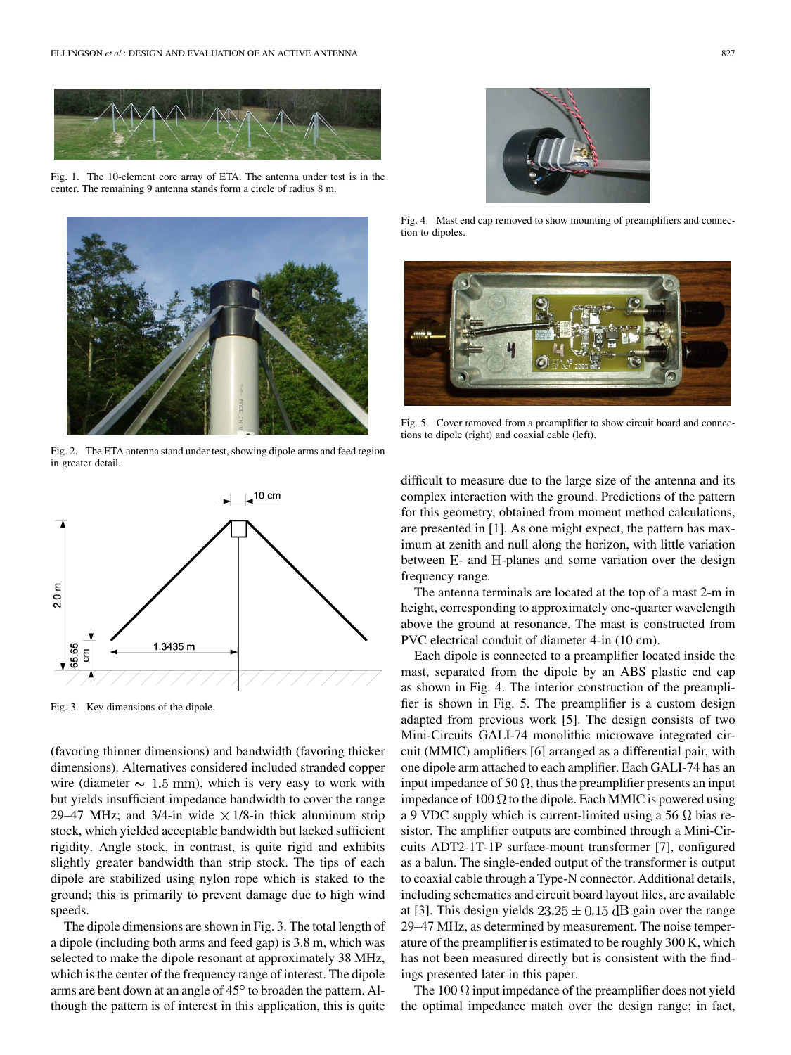Fig. 1. The 10-element core array of ETA. The antenna under test is in the center. The remaining 9 antenna stands form a circle of radius 8 m.

Fig. 2. The ETA antenna stand under test, showing dipole arms and feed region in greater detail.

Fig. 3. Key dimensions of the dipole.

(favoring thinner dimensions) and bandwidth (favoring thicker dimensions). Alternatives considered included stranded copper wire (diameter $\sim$ 1.5 mm), which is very easy to work with but yields insufficient impedance bandwidth to cover the range 29–47 MHz; and 3/4-in wide $\times$ 1/8-in thick aluminum strip stock, which yielded acceptable bandwidth but lacked sufficient rigidity. Angle stock, in contrast, is quite rigid and exhibits slightly greater bandwidth than strip stock. The tips of each dipole are stabilized using nylon rope which is staked to the ground; this is primarily to prevent damage due to high wind speeds.

The dipole dimensions are shown in Fig. 3. The total length of a dipole (including both arms and feed gap) is 3.8 m, which was selected to make the dipole resonant at approximately 38 MHz, which is the center of the frequency range of interest. The dipole arms are bent down at an angle of 45° to broaden the pattern. Although the pattern is of interest in this application, this is quite difficult to measure due to the large size of the antenna and its complex interaction with the ground. Predictions of the pattern for this geometry, obtained from moment method calculations, are presented in [1]. As one might expect, the pattern has maximum at zenith and null along the horizon, with little variation between E- and H-planes and some variation over the design frequency range.

The antenna terminals are located at the top of a mast 2-m in height, corresponding to approximately one-quarter wavelength above the ground at resonance. The mast is constructed from PVC electrical conduit of diameter 4-in (10 cm).

Each dipole is connected to a preamplifier located inside the mast, separated from the dipole by an ABS plastic end cap as shown in Fig. 4. The interior construction of the preamplifier is shown in Fig. 5. The preamplifier is a custom design adapted from previous work [5]. The design consists of two Mini-Circuits GALI-74 monolithic microwave integrated circuit (MMIC) amplifiers [6] arranged as a differential pair, with one dipole arm attached to each amplifier. Each GALI-74 has an input impedance of 50 $\Omega$, thus the preamplifier presents an input impedance of 100 $\Omega$ to the dipole. Each MMIC is powered using a 9 VDC supply which is current-limited using a 56 $\Omega$ bias resistor. The amplifier outputs are combined through a Mini-Circuits ADT2-1T-1P surface-mount transformer [7], configured as a balun. The single-ended output of the transformer is output to coaxial cable through a Type-N connector. Additional details, including schematics and circuit board layout files, are available at [3]. This design yields $23.25 \pm 0.15$ dB gain over the range 29–47 MHz, as determined by measurement. The noise temperature of the preamplifier is estimated to be roughly 300 K, which has not been measured directly but is consistent with the findings presented later in this paper.

The 100 $\Omega$ input impedance of the preamplifier does not yield the optimal impedance match over the design range; in fact,

Fig. 4. Mast end cap removed to show mounting of preamplifiers and connection to dipoles.

Fig. 5. Cover removed from a preamplifier to show circuit board and connections to dipole (right) and coaxial cable (left).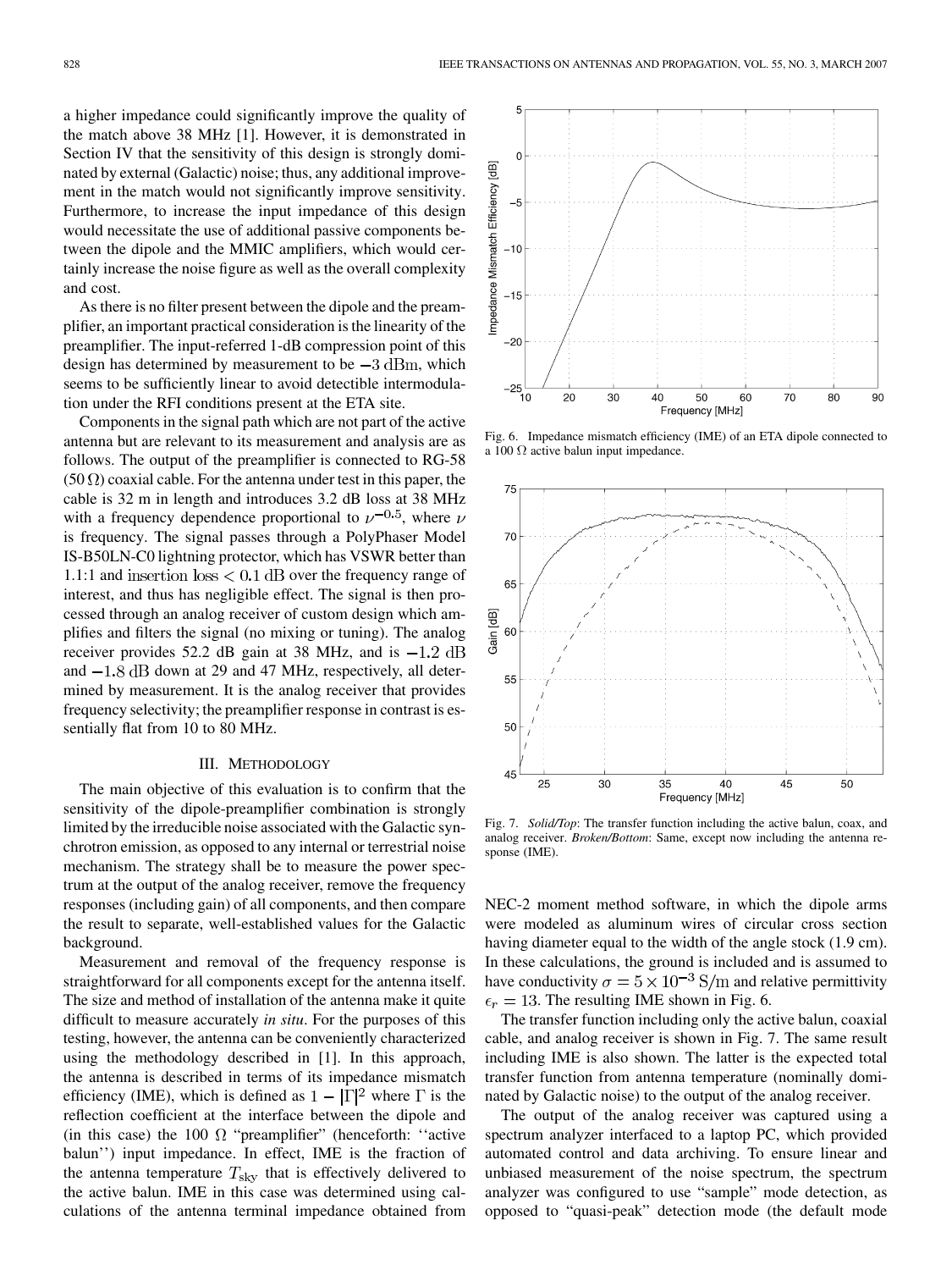a higher impedance could significantly improve the quality of the match above 38 MHz [1]. However, it is demonstrated in Section IV that the sensitivity of this design is strongly dominated by external (Galactic) noise; thus, any additional improvement in the match would not significantly improve sensitivity. Furthermore, to increase the input impedance of this design would necessitate the use of additional passive components between the dipole and the MMIC amplifiers, which would certainly increase the noise figure as well as the overall complexity and cost.

As there is no filter present between the dipole and the preamplifier, an important practical consideration is the linearity of the preamplifier. The input-referred 1-dB compression point of this design has determined by measurement to be $-3$ dBm, which seems to be sufficiently linear to avoid detectible intermodulation under the RFI conditions present at the ETA site.

Components in the signal path which are not part of the active antenna but are relevant to its measurement and analysis are as follows. The output of the preamplifier is connected to RG-58 (50 $\Omega$) coaxial cable. For the antenna under test in this paper, the cable is 32 m in length and introduces 3.2 dB loss at 38 MHz with a frequency dependence proportional to $\nu^{-0.5}$, where $\nu$ is frequency. The signal passes through a PolyPhaser Model IS-B50LN-C0 lightning protector, which has VSWR better than 1.1:1 and insertion loss $< 0.1$ dB over the frequency range of interest, and thus has negligible effect. The signal is then processed through an analog receiver of custom design which amplifies and filters the signal (no mixing or tuning). The analog receiver provides 52.2 dB gain at 38 MHz, and is $-1.2$ dB and $-1.8$ dB down at 29 and 47 MHz, respectively, all determined by measurement. It is the analog receiver that provides frequency selectivity; the preamplifier response in contrast is essentially flat from 10 to 80 MHz.

## III. Methodology

The main objective of this evaluation is to confirm that the sensitivity of the dipole-preamplifier combination is strongly limited by the irreducible noise associated with the Galactic synchrotron emission, as opposed to any internal or terrestrial noise mechanism. The strategy shall be to measure the power spectrum at the output of the analog receiver, remove the frequency responses (including gain) of all components, and then compare the result to separate, well-established values for the Galactic background.

Measurement and removal of the frequency response is straightforward for all components except for the antenna itself. The size and method of installation of the antenna make it quite difficult to measure accurately *in situ*. For the purposes of this testing, however, the antenna can be conveniently characterized using the methodology described in [1]. In this approach, the antenna is described in terms of its impedance mismatch efficiency (IME), which is defined as $1 - |\Gamma|^2$ where $\Gamma$ is the reflection coefficient at the interface between the dipole and (in this case) the 100 $\Omega$ "preamplifier" (henceforth: ''active balun'') input impedance. In effect, IME is the fraction of the antenna temperature $T_{\text{sky}}$ that is effectively delivered to the active balun. IME in this case was determined using calculations of the antenna terminal impedance obtained from NEC-2 moment method software, in which the dipole arms were modeled as aluminum wires of circular cross section having diameter equal to the width of the angle stock (1.9 cm). In these calculations, the ground is included and is assumed to have conductivity $\sigma = 5 \times 10^{-3}$ S/m and relative permittivity $\epsilon_r = 13$. The resulting IME shown in Fig. 6.

Fig. 6. Impedance mismatch efficiency (IME) of an ETA dipole connected to a 100 $\Omega$ active balun input impedance.

Fig. 7. *Solid/Top*: The transfer function including the active balun, coax, and analog receiver. *Broken/Bottom*: Same, except now including the antenna response (IME).

The transfer function including only the active balun, coaxial cable, and analog receiver is shown in Fig. 7. The same result including IME is also shown. The latter is the expected total transfer function from antenna temperature (nominally dominated by Galactic noise) to the output of the analog receiver.

The output of the analog receiver was captured using a spectrum analyzer interfaced to a laptop PC, which provided automated control and data archiving. To ensure linear and unbiased measurement of the noise spectrum, the spectrum analyzer was configured to use "sample" mode detection, as opposed to "quasi-peak" detection mode (the default mode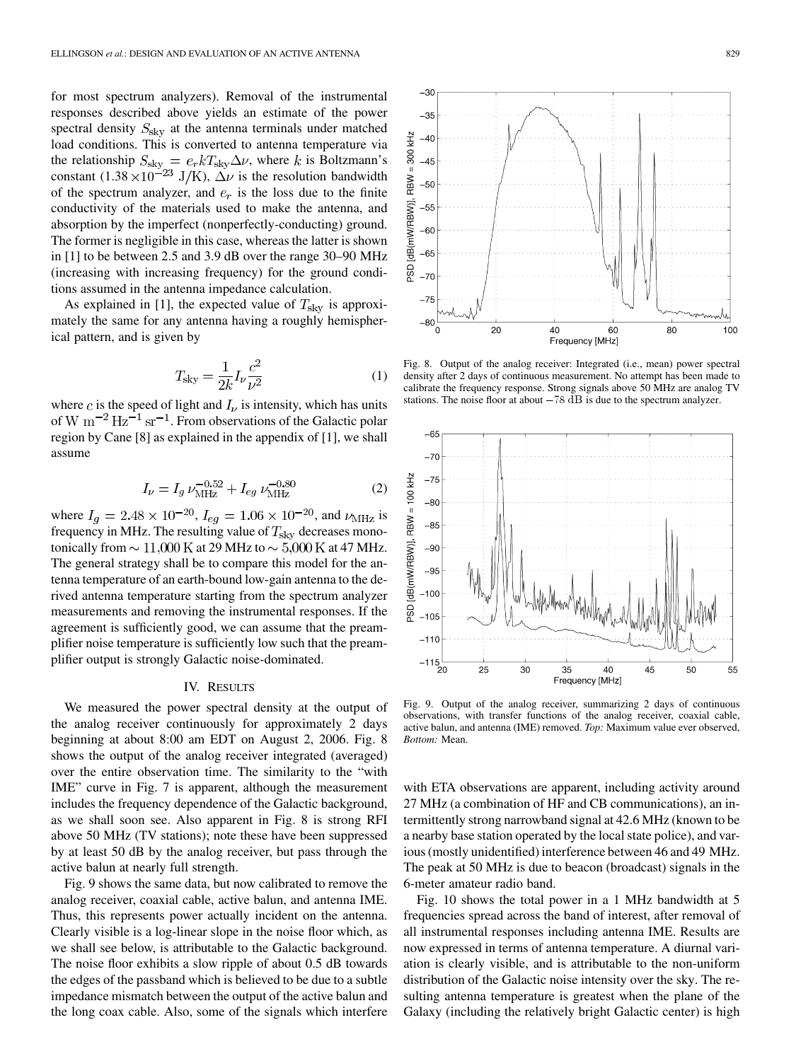for most spectrum analyzers). Removal of the instrumental responses described above yields an estimate of the power spectral density $S_{\rm sky}$ at the antenna terminals under matched load conditions. This is converted to antenna temperature via the relationship $S_{\rm sky} = e_r k T_{\rm sky} \Delta\nu$, where $k$ is Boltzmann's constant ($1.38 \times 10^{-23}$ J/K), $\Delta\nu$ is the resolution bandwidth of the spectrum analyzer, and $e_r$ is the loss due to the finite conductivity of the materials used to make the antenna, and absorption by the imperfect (nonperfectly-conducting) ground. The former is negligible in this case, whereas the latter is shown in [1] to be between 2.5 and 3.9 dB over the range 30–90 MHz (increasing with increasing frequency) for the ground conditions assumed in the antenna impedance calculation.

As explained in [1], the expected value of $T_{\rm sky}$ is approximately the same for any antenna having a roughly hemispherical pattern, and is given by

$$T_{\rm sky} = \frac{1}{2k} I_\nu \frac{c^2}{\nu^2} \tag{1}$$

where $c$ is the speed of light and $I_\nu$ is intensity, which has units of W $\rm m^{-2}\,Hz^{-1}\,sr^{-1}$. From observations of the Galactic polar region by Cane [8] as explained in the appendix of [1], we shall assume

$$I_\nu = I_g\, \nu_{\rm MHz}^{-0.52} + I_{eg}\, \nu_{\rm MHz}^{-0.80} \tag{2}$$

where $I_g = 2.48 \times 10^{-20}$, $I_{eg} = 1.06 \times 10^{-20}$, and $\nu_{\rm MHz}$ is frequency in MHz. The resulting value of $T_{\rm sky}$ decreases monotonically from $\sim 11{,}000$ K at 29 MHz to $\sim 5{,}000$ K at 47 MHz. The general strategy shall be to compare this model for the antenna temperature of an earth-bound low-gain antenna to the derived antenna temperature starting from the spectrum analyzer measurements and removing the instrumental responses. If the agreement is sufficiently good, we can assume that the preamplifier noise temperature is sufficiently low such that the preamplifier output is strongly Galactic noise-dominated.

## IV. Results

We measured the power spectral density at the output of the analog receiver continuously for approximately 2 days beginning at about 8:00 am EDT on August 2, 2006. Fig. 8 shows the output of the analog receiver integrated (averaged) over the entire observation time. The similarity to the "with IME" curve in Fig. 7 is apparent, although the measurement includes the frequency dependence of the Galactic background, as we shall soon see. Also apparent in Fig. 8 is strong RFI above 50 MHz (TV stations); note these have been suppressed by at least 50 dB by the analog receiver, but pass through the active balun at nearly full strength.

Fig. 9 shows the same data, but now calibrated to remove the analog receiver, coaxial cable, active balun, and antenna IME. Thus, this represents power actually incident on the antenna. Clearly visible is a log-linear slope in the noise floor which, as we shall see below, is attributable to the Galactic background. The noise floor exhibits a slow ripple of about 0.5 dB towards the edges of the passband which is believed to be due to a subtle impedance mismatch between the output of the active balun and the long coax cable. Also, some of the signals which interfere with ETA observations are apparent, including activity around 27 MHz (a combination of HF and CB communications), an intermittently strong narrowband signal at 42.6 MHz (known to be a nearby base station operated by the local state police), and various (mostly unidentified) interference between 46 and 49 MHz. The peak at 50 MHz is due to beacon (broadcast) signals in the 6-meter amateur radio band.

Fig. 8. Output of the analog receiver: Integrated (i.e., mean) power spectral density after 2 days of continuous measurement. No attempt has been made to calibrate the frequency response. Strong signals above 50 MHz are analog TV stations. The noise floor at about $-78$ dB is due to the spectrum analyzer.

Fig. 9. Output of the analog receiver, summarizing 2 days of continuous observations, with transfer functions of the analog receiver, coaxial cable, active balun, and antenna (IME) removed. *Top:* Maximum value ever observed, *Bottom:* Mean.

Fig. 10 shows the total power in a 1 MHz bandwidth at 5 frequencies spread across the band of interest, after removal of all instrumental responses including antenna IME. Results are now expressed in terms of antenna temperature. A diurnal variation is clearly visible, and is attributable to the non-uniform distribution of the Galactic noise intensity over the sky. The resulting antenna temperature is greatest when the plane of the Galaxy (including the relatively bright Galactic center) is high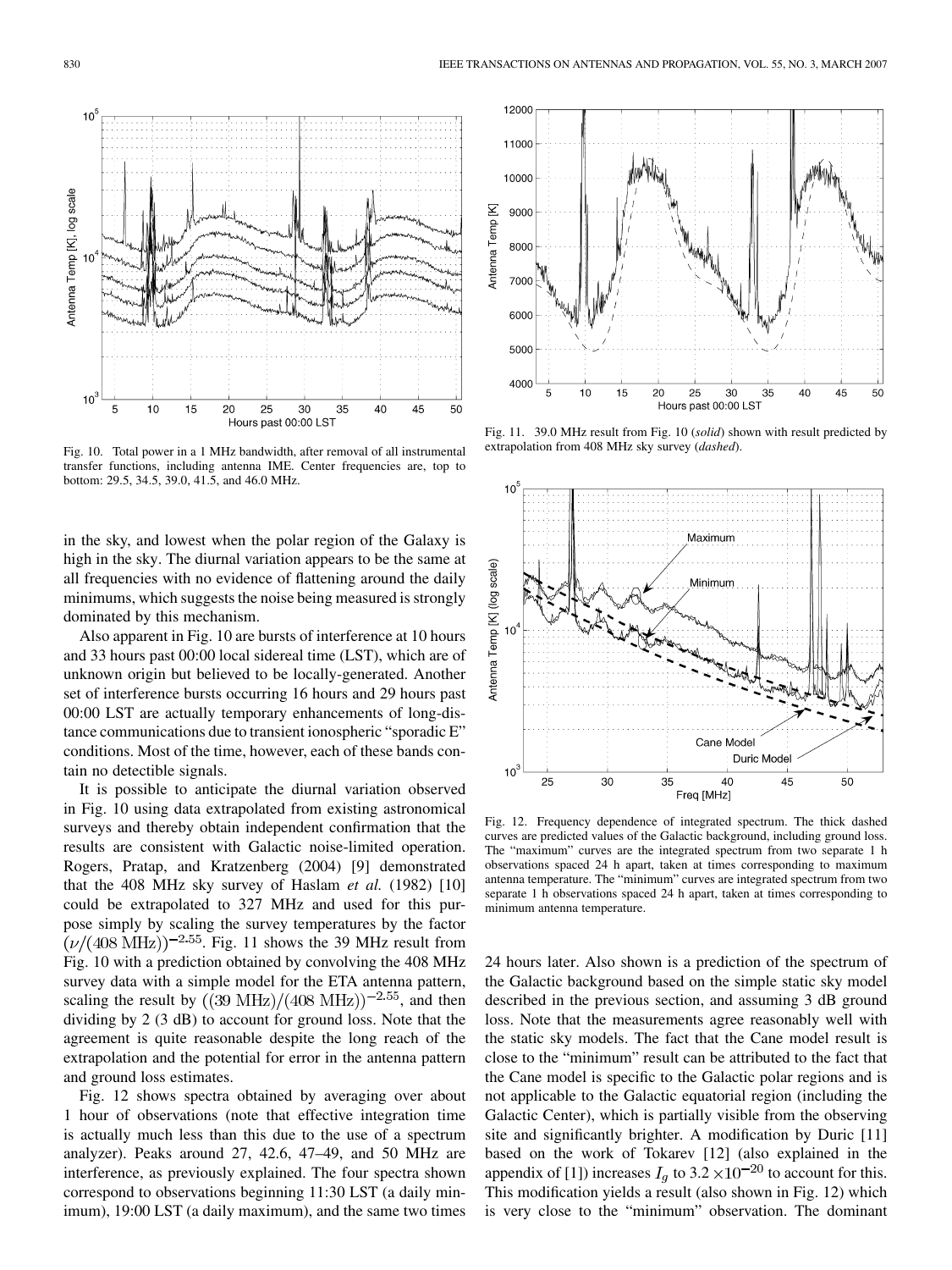Fig. 10. Total power in a 1 MHz bandwidth, after removal of all instrumental transfer functions, including antenna IME. Center frequencies are, top to bottom: 29.5, 34.5, 39.0, 41.5, and 46.0 MHz.

Fig. 11. 39.0 MHz result from Fig. 10 (*solid*) shown with result predicted by extrapolation from 408 MHz sky survey (*dashed*).

in the sky, and lowest when the polar region of the Galaxy is high in the sky. The diurnal variation appears to be the same at all frequencies with no evidence of flattening around the daily minimums, which suggests the noise being measured is strongly dominated by this mechanism.

Also apparent in Fig. 10 are bursts of interference at 10 hours and 33 hours past 00:00 local sidereal time (LST), which are of unknown origin but believed to be locally-generated. Another set of interference bursts occurring 16 hours and 29 hours past 00:00 LST are actually temporary enhancements of long-distance communications due to transient ionospheric "sporadic E" conditions. Most of the time, however, each of these bands contain no detectible signals.

It is possible to anticipate the diurnal variation observed in Fig. 10 using data extrapolated from existing astronomical surveys and thereby obtain independent confirmation that the results are consistent with Galactic noise-limited operation. Rogers, Pratap, and Kratzenberg (2004) [9] demonstrated that the 408 MHz sky survey of Haslam *et al.* (1982) [10] could be extrapolated to 327 MHz and used for this purpose simply by scaling the survey temperatures by the factor $(\nu/(408\ \mathrm{MHz}))^{-2.55}$. Fig. 11 shows the 39 MHz result from Fig. 10 with a prediction obtained by convolving the 408 MHz survey data with a simple model for the ETA antenna pattern, scaling the result by $((39\ \mathrm{MHz})/(408\ \mathrm{MHz}))^{-2.55}$, and then dividing by 2 (3 dB) to account for ground loss. Note that the agreement is quite reasonable despite the long reach of the extrapolation and the potential for error in the antenna pattern and ground loss estimates.

Fig. 12 shows spectra obtained by averaging over about 1 hour of observations (note that effective integration time is actually much less than this due to the use of a spectrum analyzer). Peaks around 27, 42.6, 47–49, and 50 MHz are interference, as previously explained. The four spectra shown correspond to observations beginning 11:30 LST (a daily minimum), 19:00 LST (a daily maximum), and the same two times 24 hours later. Also shown is a prediction of the spectrum of the Galactic background based on the simple static sky model described in the previous section, and assuming 3 dB ground loss. Note that the measurements agree reasonably well with the static sky models. The fact that the Cane model result is close to the "minimum" result can be attributed to the fact that the Cane model is specific to the Galactic polar regions and is not applicable to the Galactic equatorial region (including the Galactic Center), which is partially visible from the observing site and significantly brighter. A modification by Duric [11] based on the work of Tokarev [12] (also explained in the appendix of [1]) increases $I_g$ to $3.2 \times 10^{-20}$ to account for this. This modification yields a result (also shown in Fig. 12) which is very close to the "minimum" observation. The dominant

Fig. 12. Frequency dependence of integrated spectrum. The thick dashed curves are predicted values of the Galactic background, including ground loss. The "maximum" curves are the integrated spectrum from two separate 1 h observations spaced 24 h apart, taken at times corresponding to maximum antenna temperature. The "minimum" curves are integrated spectrum from two separate 1 h observations spaced 24 h apart, taken at times corresponding to minimum antenna temperature.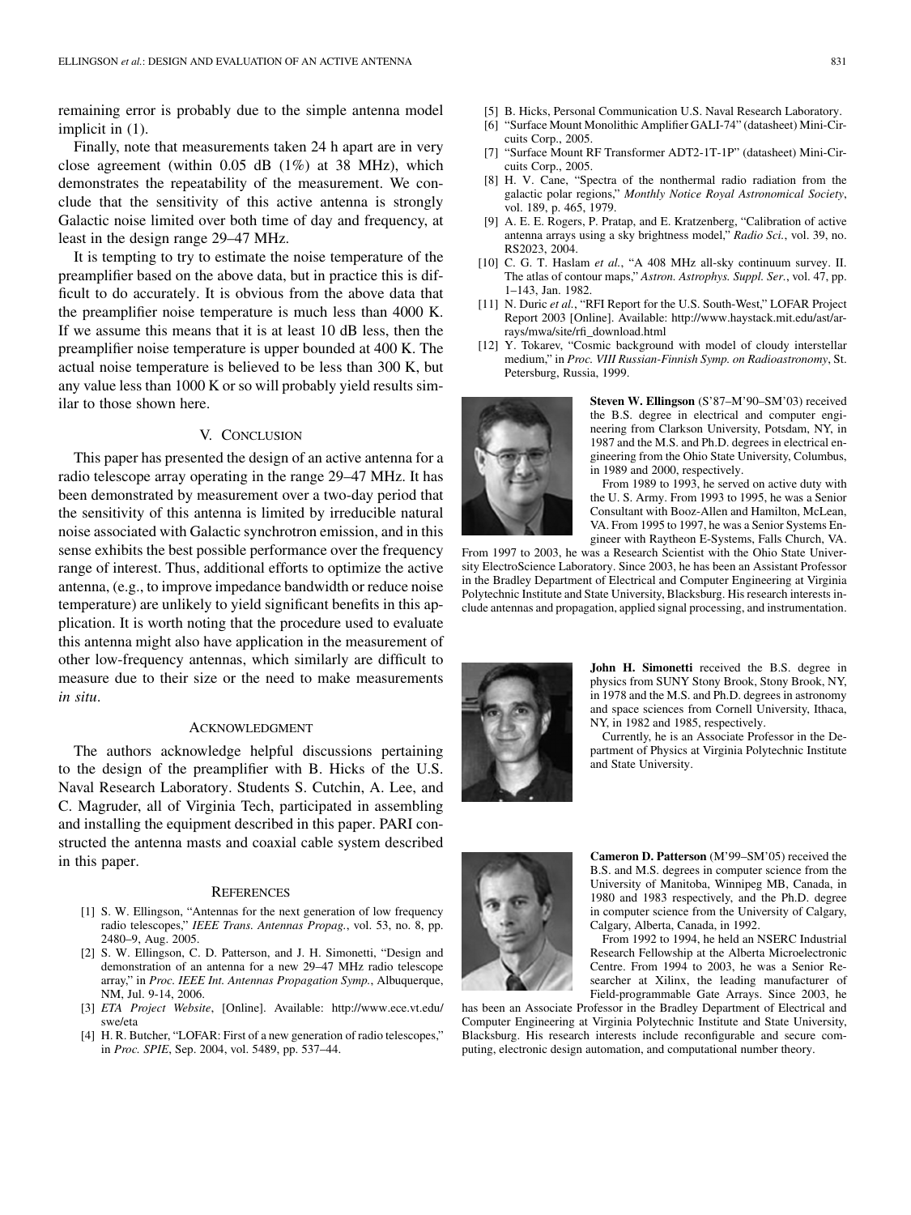remaining error is probably due to the simple antenna model implicit in (1).

Finally, note that measurements taken 24 h apart are in very close agreement (within 0.05 dB (1%) at 38 MHz), which demonstrates the repeatability of the measurement. We conclude that the sensitivity of this active antenna is strongly Galactic noise limited over both time of day and frequency, at least in the design range 29–47 MHz.

It is tempting to try to estimate the noise temperature of the preamplifier based on the above data, but in practice this is difficult to do accurately. It is obvious from the above data that the preamplifier noise temperature is much less than 4000 K. If we assume this means that it is at least 10 dB less, then the preamplifier noise temperature is upper bounded at 400 K. The actual noise temperature is believed to be less than 300 K, but any value less than 1000 K or so will probably yield results similar to those shown here.

## V. Conclusion

This paper has presented the design of an active antenna for a radio telescope array operating in the range 29–47 MHz. It has been demonstrated by measurement over a two-day period that the sensitivity of this antenna is limited by irreducible natural noise associated with Galactic synchrotron emission, and in this sense exhibits the best possible performance over the frequency range of interest. Thus, additional efforts to optimize the active antenna, (e.g., to improve impedance bandwidth or reduce noise temperature) are unlikely to yield significant benefits in this application. It is worth noting that the procedure used to evaluate this antenna might also have application in the measurement of other low-frequency antennas, which similarly are difficult to measure due to their size or the need to make measurements *in situ*.

## Acknowledgment

The authors acknowledge helpful discussions pertaining to the design of the preamplifier with B. Hicks of the U.S. Naval Research Laboratory. Students S. Cutchin, A. Lee, and C. Magruder, all of Virginia Tech, participated in assembling and installing the equipment described in this paper. PARI constructed the antenna masts and coaxial cable system described in this paper.

## References

[1] S. W. Ellingson, "Antennas for the next generation of low frequency radio telescopes," *IEEE Trans. Antennas Propag.*, vol. 53, no. 8, pp. 2480–9, Aug. 2005.

[2] S. W. Ellingson, C. D. Patterson, and J. H. Simonetti, "Design and demonstration of an antenna for a new 29–47 MHz radio telescope array," in *Proc. IEEE Int. Antennas Propagation Symp.*, Albuquerque, NM, Jul. 9-14, 2006.

[3] *ETA Project Website*, [Online]. Available: http://www.ece.vt.edu/swe/eta

[4] H. R. Butcher, "LOFAR: First of a new generation of radio telescopes," in *Proc. SPIE*, Sep. 2004, vol. 5489, pp. 537–44.

[5] B. Hicks, Personal Communication U.S. Naval Research Laboratory.

[6] "Surface Mount Monolithic Amplifier GALI-74" (datasheet) Mini-Circuits Corp., 2005.

[7] "Surface Mount RF Transformer ADT2-1T-1P" (datasheet) Mini-Circuits Corp., 2005.

[8] H. V. Cane, "Spectra of the nonthermal radio radiation from the galactic polar regions," *Monthly Notice Royal Astronomical Society*, vol. 189, p. 465, 1979.

[9] A. E. E. Rogers, P. Pratap, and E. Kratzenberg, "Calibration of active antenna arrays using a sky brightness model," *Radio Sci.*, vol. 39, no. RS2023, 2004.

[10] C. G. T. Haslam *et al.*, "A 408 MHz all-sky continuum survey. II. The atlas of contour maps," *Astron. Astrophys. Suppl. Ser.*, vol. 47, pp. 1–143, Jan. 1982.

[11] N. Duric *et al.*, "RFI Report for the U.S. South-West," LOFAR Project Report 2003 [Online]. Available: http://www.haystack.mit.edu/ast/arrays/mwa/site/rfi_download.html

[12] Y. Tokarev, "Cosmic background with model of cloudy interstellar medium," in *Proc. VIII Russian-Finnish Symp. on Radioastronomy*, St. Petersburg, Russia, 1999.

**Steven W. Ellingson** (S'87–M'90–SM'03) received the B.S. degree in electrical and computer engineering from Clarkson University, Potsdam, NY, in 1987 and the M.S. and Ph.D. degrees in electrical engineering from the Ohio State University, Columbus, in 1989 and 2000, respectively.

From 1989 to 1993, he served on active duty with the U. S. Army. From 1993 to 1995, he was a Senior Consultant with Booz-Allen and Hamilton, McLean, VA. From 1995 to 1997, he was a Senior Systems Engineer with Raytheon E-Systems, Falls Church, VA. From 1997 to 2003, he was a Research Scientist with the Ohio State University ElectroScience Laboratory. Since 2003, he has been an Assistant Professor in the Bradley Department of Electrical and Computer Engineering at Virginia Polytechnic Institute and State University, Blacksburg. His research interests include antennas and propagation, applied signal processing, and instrumentation.

**John H. Simonetti** received the B.S. degree in physics from SUNY Stony Brook, Stony Brook, NY, in 1978 and the M.S. and Ph.D. degrees in astronomy and space sciences from Cornell University, Ithaca, NY, in 1982 and 1985, respectively.

Currently, he is an Associate Professor in the Department of Physics at Virginia Polytechnic Institute and State University.

**Cameron D. Patterson** (M'99–SM'05) received the B.S. and M.S. degrees in computer science from the University of Manitoba, Winnipeg MB, Canada, in 1980 and 1983 respectively, and the Ph.D. degree in computer science from the University of Calgary, Calgary, Alberta, Canada, in 1992.

From 1992 to 1994, he held an NSERC Industrial Research Fellowship at the Alberta Microelectronic Centre. From 1994 to 2003, he was a Senior Researcher at Xilinx, the leading manufacturer of Field-programmable Gate Arrays. Since 2003, he has been an Associate Professor in the Bradley Department of Electrical and Computer Engineering at Virginia Polytechnic Institute and State University, Blacksburg. His research interests include reconfigurable and secure computing, electronic design automation, and computational number theory.